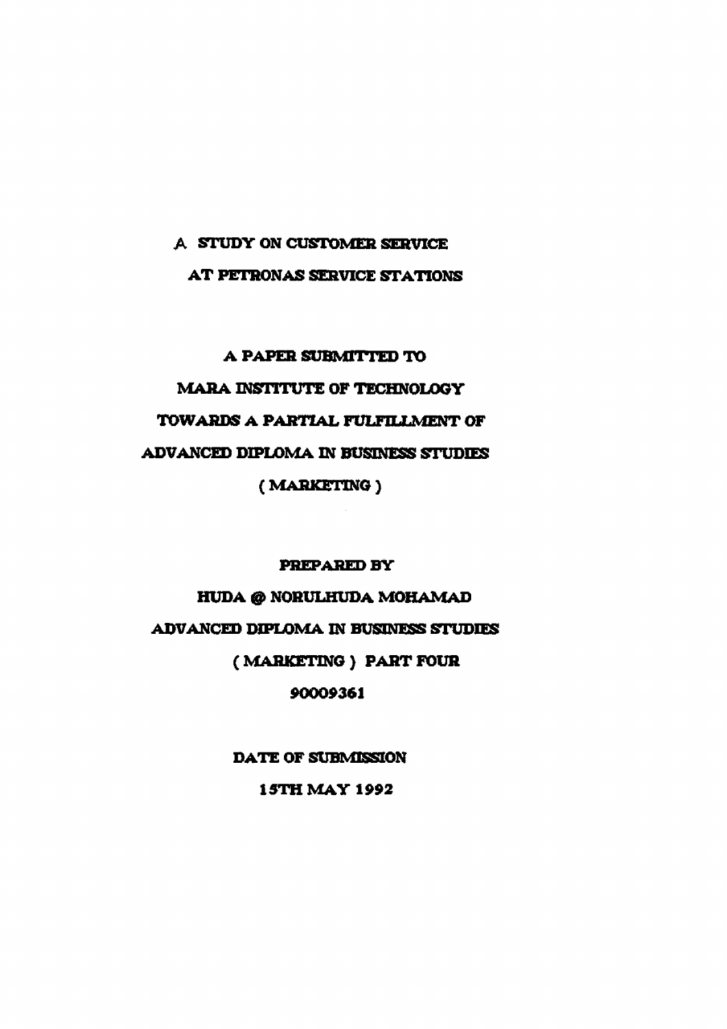# A STUDY ON CUSTOMER SERVICE AT PETRONAS SERVICE STATIONS

A PAPER SUBMITTED TO

MARA INSTITUTE OF TECHNOLOGY

TOWARDS A PARTIAL FULFILLMENT OF

ADVANCED DIPLOMA IN BUSINESS STUDIES

( MARKETING )

PREPARED BY

HUDA @ NORULHUDA MOHAMAD

ADVANCED DIPLOMA IN BUSINESS STUDIES

( MARKETING ) PART FOUR

90009361

DATE OF SUBMISSION

15TH MAY 1992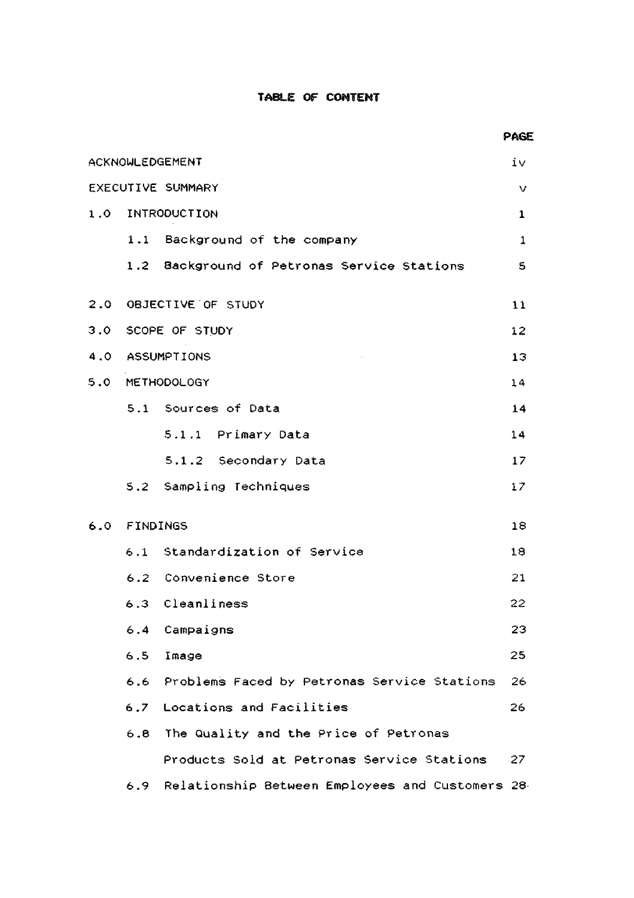# TABLE OF CONTENT

| | PAGE |
|---|---|
| ACKNOWLEDGEMENT | iv |
| EXECUTIVE SUMMARY | v |
| 1.0 INTRODUCTION | 1 |
| 1.1 Background of the company | 1 |
| 1.2 Background of Petronas Service Stations | 5 |
| 2.0 OBJECTIVE OF STUDY | 11 |
| 3.0 SCOPE OF STUDY | 12 |
| 4.0 ASSUMPTIONS | 13 |
| 5.0 METHODOLOGY | 14 |
| 5.1 Sources of Data | 14 |
| 5.1.1 Primary Data | 14 |
| 5.1.2 Secondary Data | 17 |
| 5.2 Sampling Techniques | 17 |
| 6.0 FINDINGS | 18 |
| 6.1 Standardization of Service | 18 |
| 6.2 Convenience Store | 21 |
| 6.3 Cleanliness | 22 |
| 6.4 Campaigns | 23 |
| 6.5 Image | 25 |
| 6.6 Problems Faced by Petronas Service Stations | 26 |
| 6.7 Locations and Facilities | 26 |
| 6.8 The Quality and the Price of Petronas Products Sold at Petronas Service Stations | 27 |
| 6.9 Relationship Between Employees and Customers | 28 |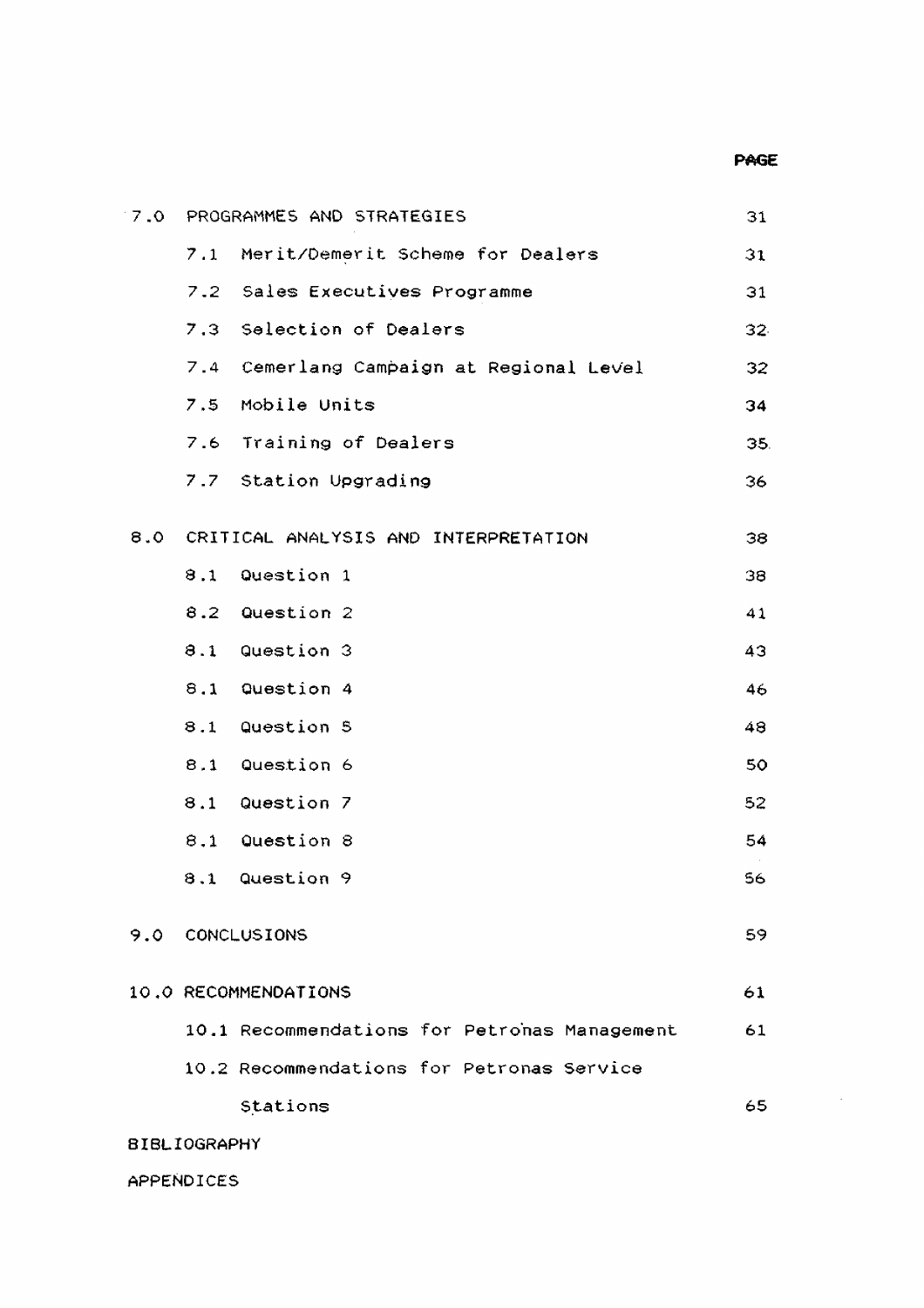| | | PAGE |
|---|---|---|
| 7.0 | PROGRAMMES AND STRATEGIES | 31 |
| | 7.1 Merit/Demerit Scheme for Dealers | 31 |
| | 7.2 Sales Executives Programme | 31 |
| | 7.3 Selection of Dealers | 32 |
| | 7.4 Cemerlang Campaign at Regional Level | 32 |
| | 7.5 Mobile Units | 34 |
| | 7.6 Training of Dealers | 35 |
| | 7.7 Station Upgrading | 36 |
| 8.0 | CRITICAL ANALYSIS AND INTERPRETATION | 38 |
| | 8.1 Question 1 | 38 |
| | 8.2 Question 2 | 41 |
| | 8.1 Question 3 | 43 |
| | 8.1 Question 4 | 46 |
| | 8.1 Question 5 | 48 |
| | 8.1 Question 6 | 50 |
| | 8.1 Question 7 | 52 |
| | 8.1 Question 8 | 54 |
| | 8.1 Question 9 | 56 |
| 9.0 | CONCLUSIONS | 59 |
| 10.0 | RECOMMENDATIONS | 61 |
| | 10.1 Recommendations for Petronas Management | 61 |
| | 10.2 Recommendations for Petronas Service Stations | 65 |
| BIBLIOGRAPHY | | |
| APPENDICES | | |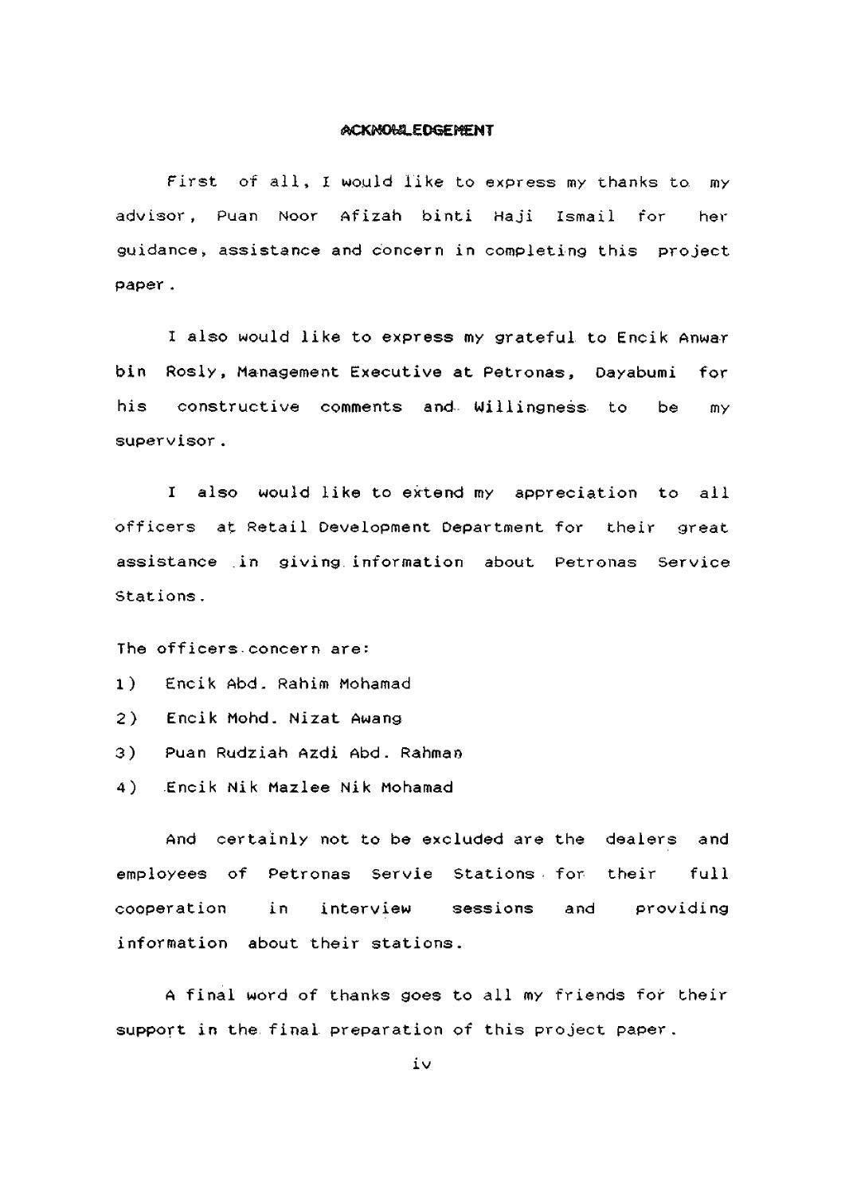# ACKNOWLEDGEMENT

First of all, I would like to express my thanks to my advisor, Puan Noor Afizah binti Haji Ismail for her guidance, assistance and concern in completing this project paper.

I also would like to express my grateful to Encik Anwar bin Rosly, Management Executive at Petronas, Dayabumi for his constructive comments and Willingness to be my supervisor.

I also would like to extend my appreciation to all officers at Retail Development Department for their great assistance in giving information about Petronas Service Stations.

The officers concern are:

1) Encik Abd. Rahim Mohamad
2) Encik Mohd. Nizat Awang
3) Puan Rudziah Azdi Abd. Rahman
4) Encik Nik Mazlee Nik Mohamad

And certainly not to be excluded are the dealers and employees of Petronas Servie Stations for their full cooperation in interview sessions and providing information about their stations.

A final word of thanks goes to all my friends for their support in the final preparation of this project paper.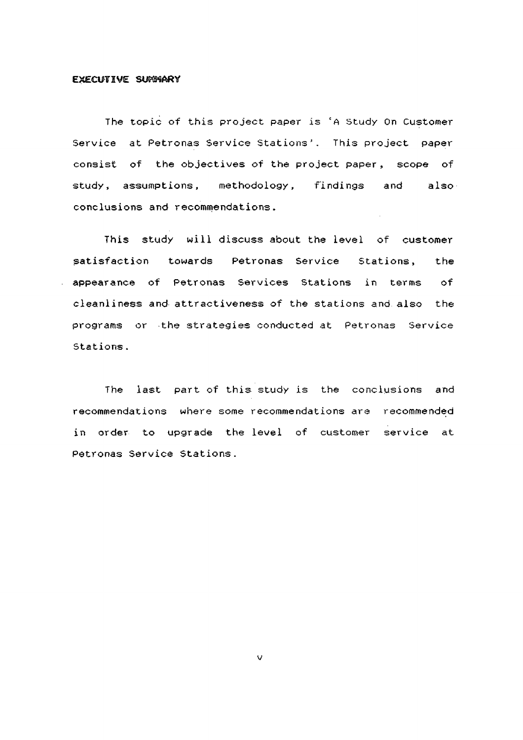## EXECUTIVE SUMMARY

The topic of this project paper is 'A Study On Customer Service at Petronas Service Stations'. This project paper consist of the objectives of the project paper, scope of study, assumptions, methodology, findings and also conclusions and recommendations.

This study will discuss about the level of customer satisfaction towards Petronas Service Stations, the appearance of Petronas Services Stations in terms of cleanliness and attractiveness of the stations and also the programs or the strategies conducted at Petronas Service Stations.

The last part of this study is the conclusions and recommendations where some recommendations are recommended in order to upgrade the level of customer service at Petronas Service Stations.